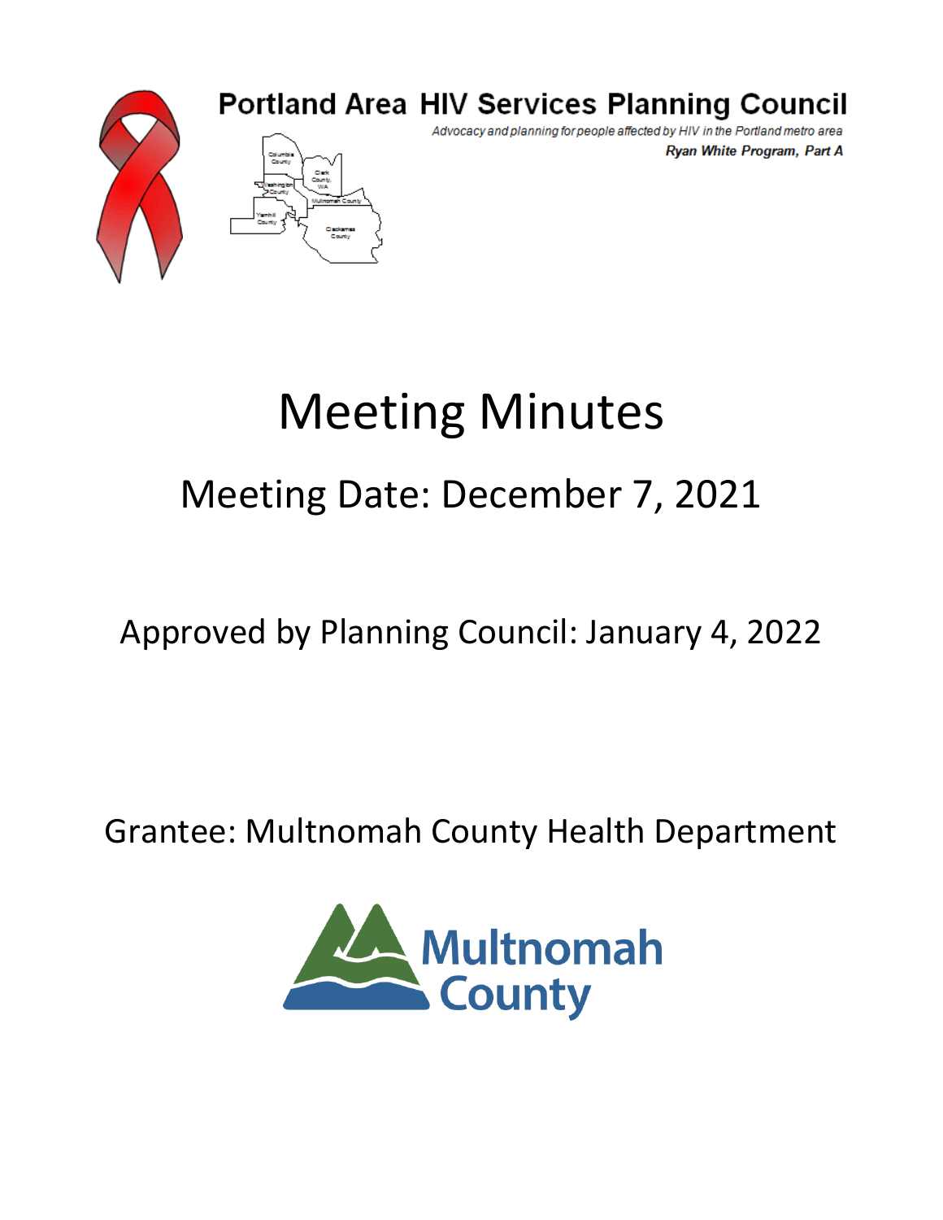**Portland Area HIV Services Planning Council**

*Advocacy and planning for people affected by HIV in the Portland metro area*

***Ryan White Program, Part A***

# Meeting Minutes

## Meeting Date: December 7, 2021

Approved by Planning Council: January 4, 2022

Grantee: Multnomah County Health Department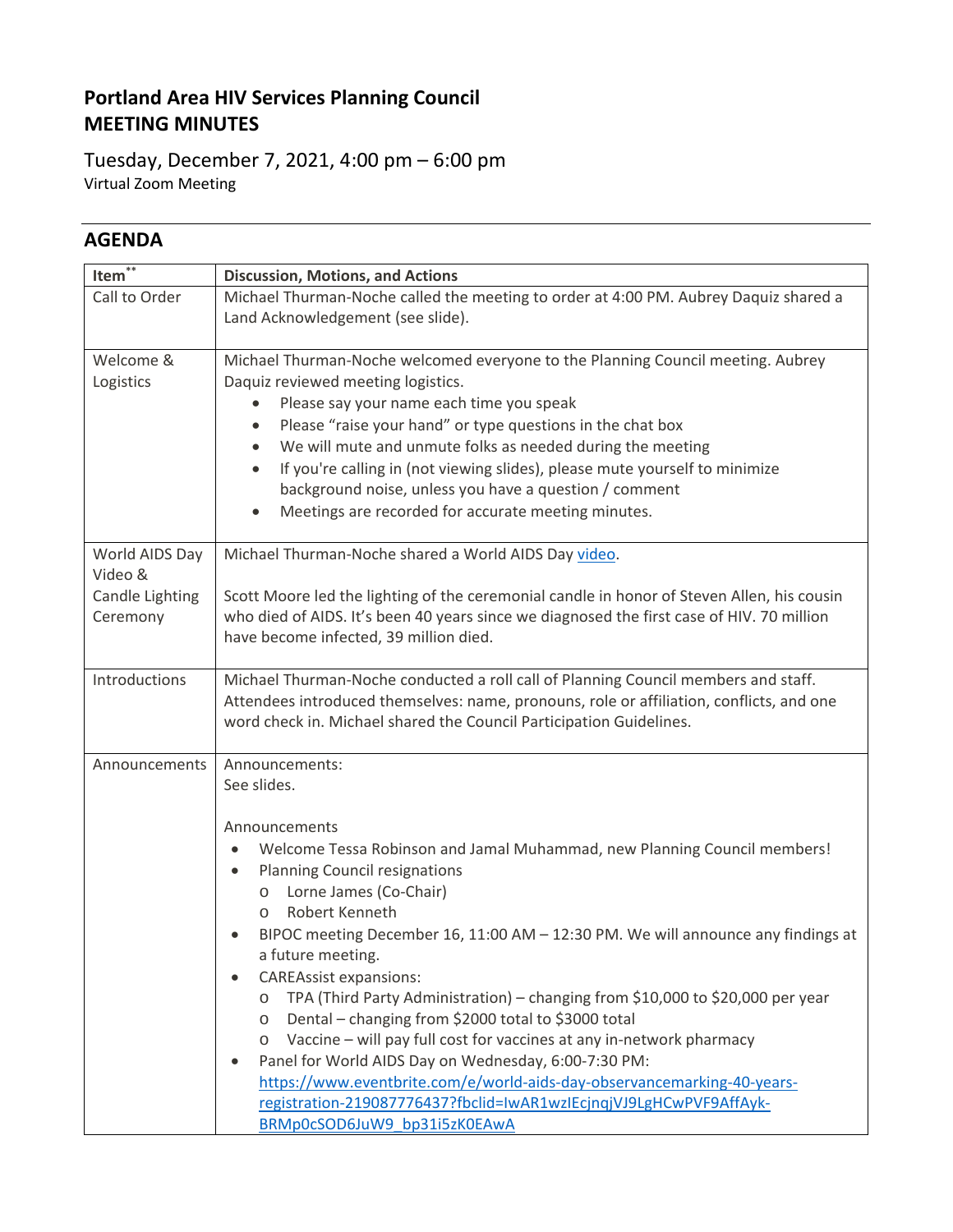# Portland Area HIV Services Planning Council
# MEETING MINUTES

## Tuesday, December 7, 2021, 4:00 pm – 6:00 pm
Virtual Zoom Meeting

## AGENDA

| Item** | Discussion, Motions, and Actions |
|---|---|
| Call to Order | Michael Thurman-Noche called the meeting to order at 4:00 PM. Aubrey Daquiz shared a Land Acknowledgement (see slide). |
| Welcome & Logistics | Michael Thurman-Noche welcomed everyone to the Planning Council meeting. Aubrey Daquiz reviewed meeting logistics.<br>• Please say your name each time you speak<br>• Please "raise your hand" or type questions in the chat box<br>• We will mute and unmute folks as needed during the meeting<br>• If you're calling in (not viewing slides), please mute yourself to minimize background noise, unless you have a question / comment<br>• Meetings are recorded for accurate meeting minutes. |
| World AIDS Day Video & Candle Lighting Ceremony | Michael Thurman-Noche shared a World AIDS Day video.<br><br>Scott Moore led the lighting of the ceremonial candle in honor of Steven Allen, his cousin who died of AIDS. It's been 40 years since we diagnosed the first case of HIV. 70 million have become infected, 39 million died. |
| Introductions | Michael Thurman-Noche conducted a roll call of Planning Council members and staff. Attendees introduced themselves: name, pronouns, role or affiliation, conflicts, and one word check in. Michael shared the Council Participation Guidelines. |
| Announcements | Announcements:<br>See slides.<br><br>Announcements<br>• Welcome Tessa Robinson and Jamal Muhammad, new Planning Council members!<br>• Planning Council resignations<br>  o Lorne James (Co-Chair)<br>  o Robert Kenneth<br>• BIPOC meeting December 16, 11:00 AM – 12:30 PM. We will announce any findings at a future meeting.<br>• CAREAssist expansions:<br>  o TPA (Third Party Administration) – changing from $10,000 to $20,000 per year<br>  o Dental – changing from $2000 total to $3000 total<br>  o Vaccine – will pay full cost for vaccines at any in-network pharmacy<br>• Panel for World AIDS Day on Wednesday, 6:00-7:30 PM: https://www.eventbrite.com/e/world-aids-day-observancemarking-40-years-registration-219087776437?fbclid=IwAR1wzIEcjnqjVJ9LgHCwPVF9AffAyk-BRMp0cSOD6JuW9_bp31i5zK0EAwA |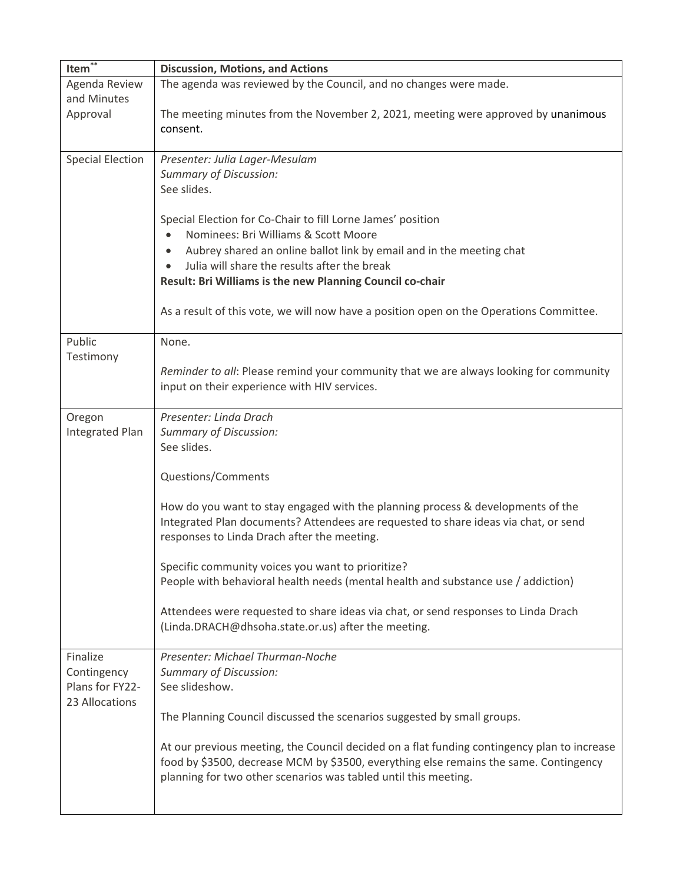| Item** | Discussion, Motions, and Actions |
|---|---|
| Agenda Review and Minutes Approval | The agenda was reviewed by the Council, and no changes were made.<br><br>The meeting minutes from the November 2, 2021, meeting were approved by unanimous consent. |
| Special Election | *Presenter: Julia Lager-Mesulam*<br>*Summary of Discussion:*<br>See slides.<br><br>Special Election for Co-Chair to fill Lorne James' position<br>• Nominees: Bri Williams & Scott Moore<br>• Aubrey shared an online ballot link by email and in the meeting chat<br>• Julia will share the results after the break<br>**Result: Bri Williams is the new Planning Council co-chair**<br><br>As a result of this vote, we will now have a position open on the Operations Committee. |
| Public Testimony | None.<br><br>*Reminder to all*: Please remind your community that we are always looking for community input on their experience with HIV services. |
| Oregon Integrated Plan | *Presenter: Linda Drach*<br>*Summary of Discussion:*<br>See slides.<br><br>Questions/Comments<br><br>How do you want to stay engaged with the planning process & developments of the Integrated Plan documents? Attendees are requested to share ideas via chat, or send responses to Linda Drach after the meeting.<br><br>Specific community voices you want to prioritize?<br>People with behavioral health needs (mental health and substance use / addiction)<br><br>Attendees were requested to share ideas via chat, or send responses to Linda Drach (Linda.DRACH@dhsoha.state.or.us) after the meeting. |
| Finalize Contingency Plans for FY22-23 Allocations | *Presenter: Michael Thurman-Noche*<br>*Summary of Discussion:*<br>See slideshow.<br><br>The Planning Council discussed the scenarios suggested by small groups.<br><br>At our previous meeting, the Council decided on a flat funding contingency plan to increase food by $3500, decrease MCM by $3500, everything else remains the same. Contingency planning for two other scenarios was tabled until this meeting. |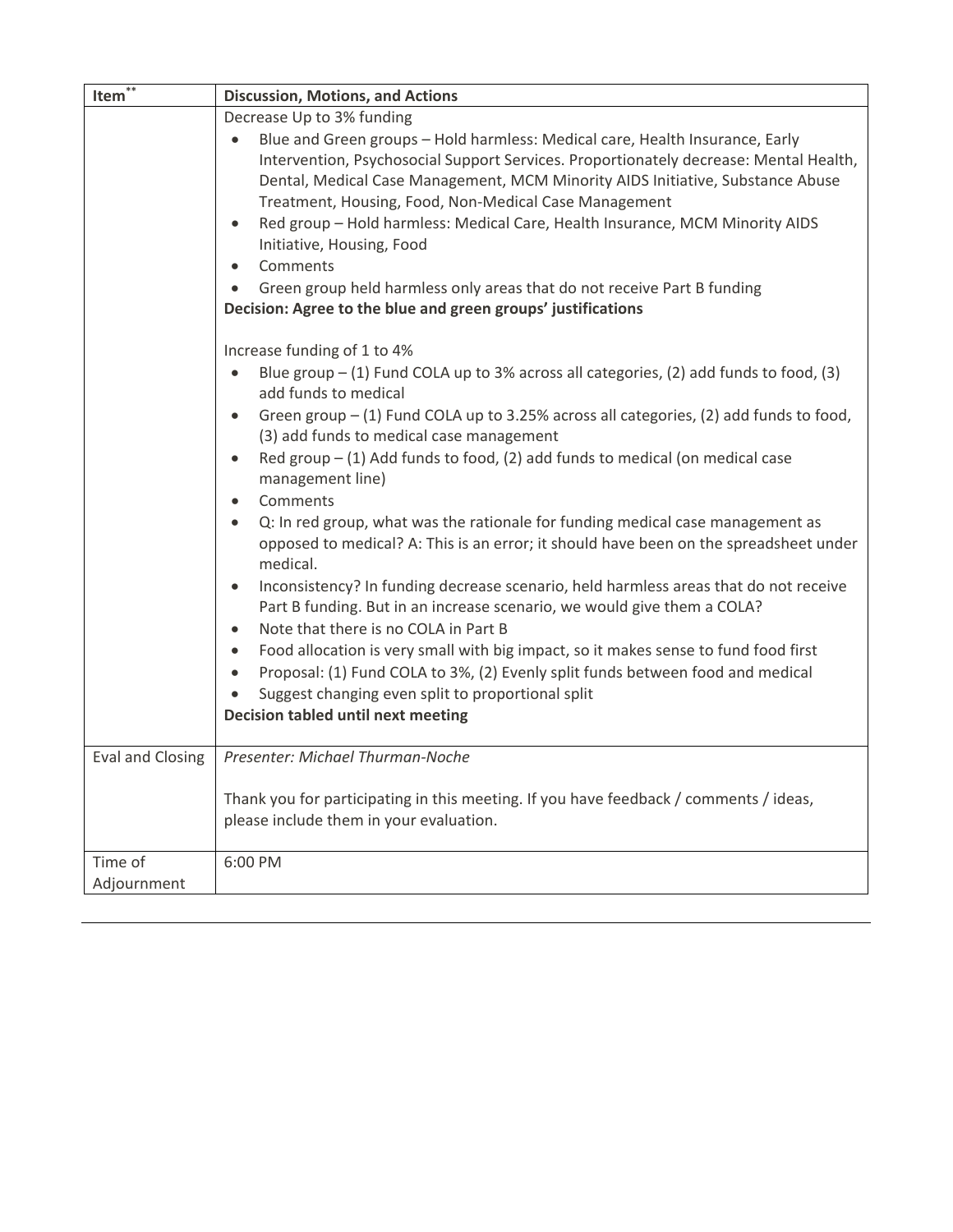| Item[**] | Discussion, Motions, and Actions |
|---|---|
| | Decrease Up to 3% funding<br>• Blue and Green groups – Hold harmless: Medical care, Health Insurance, Early Intervention, Psychosocial Support Services. Proportionately decrease: Mental Health, Dental, Medical Case Management, MCM Minority AIDS Initiative, Substance Abuse Treatment, Housing, Food, Non-Medical Case Management<br>• Red group – Hold harmless: Medical Care, Health Insurance, MCM Minority AIDS Initiative, Housing, Food<br>• Comments<br>• Green group held harmless only areas that do not receive Part B funding<br>**Decision: Agree to the blue and green groups' justifications**<br><br>Increase funding of 1 to 4%<br>• Blue group – (1) Fund COLA up to 3% across all categories, (2) add funds to food, (3) add funds to medical<br>• Green group – (1) Fund COLA up to 3.25% across all categories, (2) add funds to food, (3) add funds to medical case management<br>• Red group – (1) Add funds to food, (2) add funds to medical (on medical case management line)<br>• Comments<br>• Q: In red group, what was the rationale for funding medical case management as opposed to medical? A: This is an error; it should have been on the spreadsheet under medical.<br>• Inconsistency? In funding decrease scenario, held harmless areas that do not receive Part B funding. But in an increase scenario, we would give them a COLA?<br>• Note that there is no COLA in Part B<br>• Food allocation is very small with big impact, so it makes sense to fund food first<br>• Proposal: (1) Fund COLA to 3%, (2) Evenly split funds between food and medical<br>• Suggest changing even split to proportional split<br>**Decision tabled until next meeting** |
| Eval and Closing | *Presenter: Michael Thurman-Noche*<br><br>Thank you for participating in this meeting. If you have feedback / comments / ideas, please include them in your evaluation. |
| Time of Adjournment | 6:00 PM |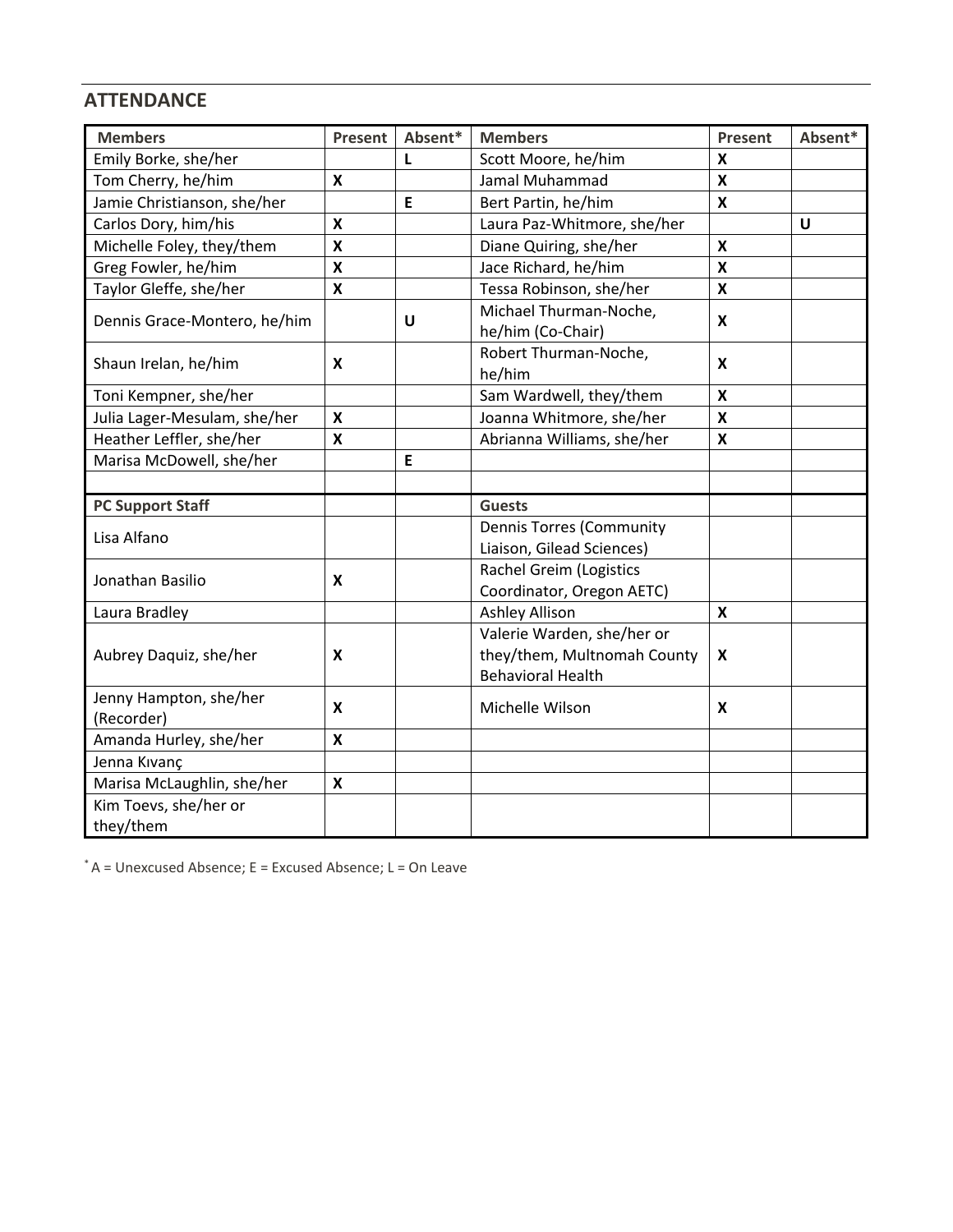## ATTENDANCE

| Members | Present | Absent* | Members | Present | Absent* |
|---|---|---|---|---|---|
| Emily Borke, she/her | | **L** | Scott Moore, he/him | **X** | |
| Tom Cherry, he/him | **X** | | Jamal Muhammad | **X** | |
| Jamie Christianson, she/her | | **E** | Bert Partin, he/him | **X** | |
| Carlos Dory, him/his | **X** | | Laura Paz-Whitmore, she/her | | **U** |
| Michelle Foley, they/them | **X** | | Diane Quiring, she/her | **X** | |
| Greg Fowler, he/him | **X** | | Jace Richard, he/him | **X** | |
| Taylor Gleffe, she/her | **X** | | Tessa Robinson, she/her | **X** | |
| Dennis Grace-Montero, he/him | | **U** | Michael Thurman-Noche, he/him (Co-Chair) | **X** | |
| Shaun Irelan, he/him | **X** | | Robert Thurman-Noche, he/him | **X** | |
| Toni Kempner, she/her | | | Sam Wardwell, they/them | **X** | |
| Julia Lager-Mesulam, she/her | **X** | | Joanna Whitmore, she/her | **X** | |
| Heather Leffler, she/her | **X** | | Abrianna Williams, she/her | **X** | |
| Marisa McDowell, she/her | | **E** | | | |
| | | | | | |
| **PC Support Staff** | | | **Guests** | | |
| Lisa Alfano | | | Dennis Torres (Community Liaison, Gilead Sciences) | | |
| Jonathan Basilio | **X** | | Rachel Greim (Logistics Coordinator, Oregon AETC) | | |
| Laura Bradley | | | Ashley Allison | **X** | |
| Aubrey Daquiz, she/her | **X** | | Valerie Warden, she/her or they/them, Multnomah County Behavioral Health | **X** | |
| Jenny Hampton, she/her (Recorder) | **X** | | Michelle Wilson | **X** | |
| Amanda Hurley, she/her | **X** | | | | |
| Jenna Kıvanç | | | | | |
| Marisa McLaughlin, she/her | **X** | | | | |
| Kim Toevs, she/her or they/them | | | | | |

\* A = Unexcused Absence; E = Excused Absence; L = On Leave